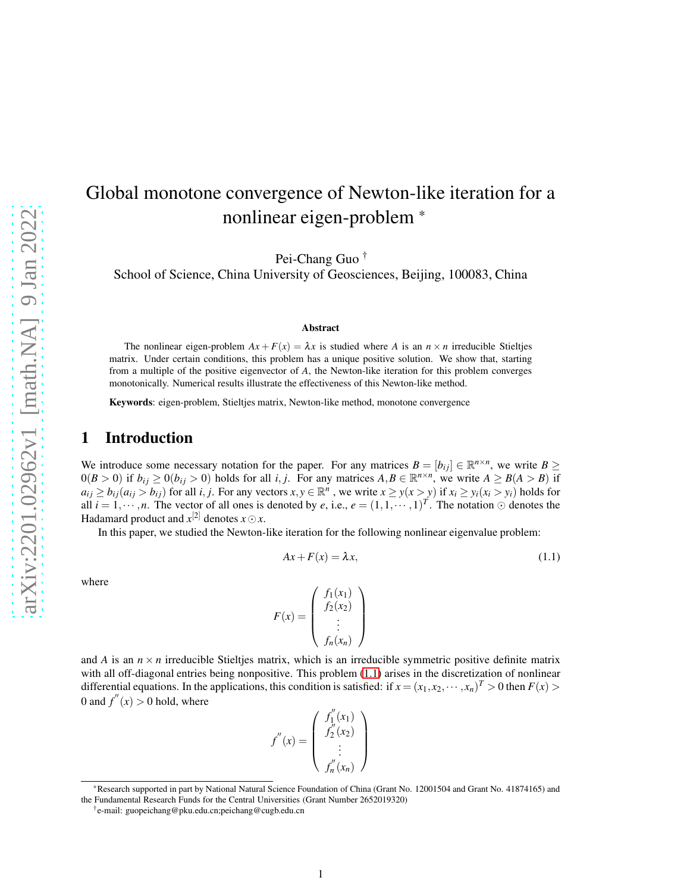# Global monotone convergence of Newton-like iteration for a nonlinear eigen-problem *

Pei-Chang Guo †

School of Science, China University of Geosciences, Beijing, 100083, China

### Abstract

The nonlinear eigen-problem $Ax + F(x) = \lambda x$ is studied where $A$ is an $n \times n$ irreducible Stieltjes matrix. Under certain conditions, this problem has a unique positive solution. We show that, starting from a multiple of the positive eigenvector of $A$, the Newton-like iteration for this problem converges monotonically. Numerical results illustrate the effectiveness of this Newton-like method.

**Keywords**: eigen-problem, Stieltjes matrix, Newton-like method, monotone convergence

## 1 Introduction

We introduce some necessary notation for the paper. For any matrices $B = [b_{ij}] \in \mathbb{R}^{n\times n}$, we write $B \geq 0 (B > 0)$ if $b_{ij} \geq 0 (b_{ij} > 0)$ holds for all $i, j$. For any matrices $A, B \in \mathbb{R}^{n\times n}$, we write $A \geq B (A > B)$ if $a_{ij} \geq b_{ij} (a_{ij} > b_{ij})$ for all $i, j$. For any vectors $x, y \in \mathbb{R}^n$, we write $x \geq y (x > y)$ if $x_i \geq y_i (x_i > y_i)$ holds for all $i = 1, \cdots, n$. The vector of all ones is denoted by $e$, i.e., $e = (1, 1, \cdots, 1)^T$. The notation $\odot$ denotes the Hadamard product and $x^{[2]}$ denotes $x \odot x$.

In this paper, we studied the Newton-like iteration for the following nonlinear eigenvalue problem:

$$Ax + F(x) = \lambda x, \tag{1.1}$$

where

$$F(x) = \begin{pmatrix} f_1(x_1) \\ f_2(x_2) \\ \vdots \\ f_n(x_n) \end{pmatrix}$$

and $A$ is an $n \times n$ irreducible Stieltjes matrix, which is an irreducible symmetric positive definite matrix with all off-diagonal entries being nonpositive. This problem (1.1) arises in the discretization of nonlinear differential equations. In the applications, this condition is satisfied: if $x = (x_1, x_2, \cdots, x_n)^T > 0$ then $F(x) > 0$ and $f''(x) > 0$ hold, where

$$f''(x) = \begin{pmatrix} f_1''(x_1) \\ f_2''(x_2) \\ \vdots \\ f_n''(x_n) \end{pmatrix}$$

*Research supported in part by National Natural Science Foundation of China (Grant No. 12001504 and Grant No. 41874165) and the Fundamental Research Funds for the Central Universities (Grant Number 2652019320)

†e-mail: guopeichang@pku.edu.cn;peichang@cugb.edu.cn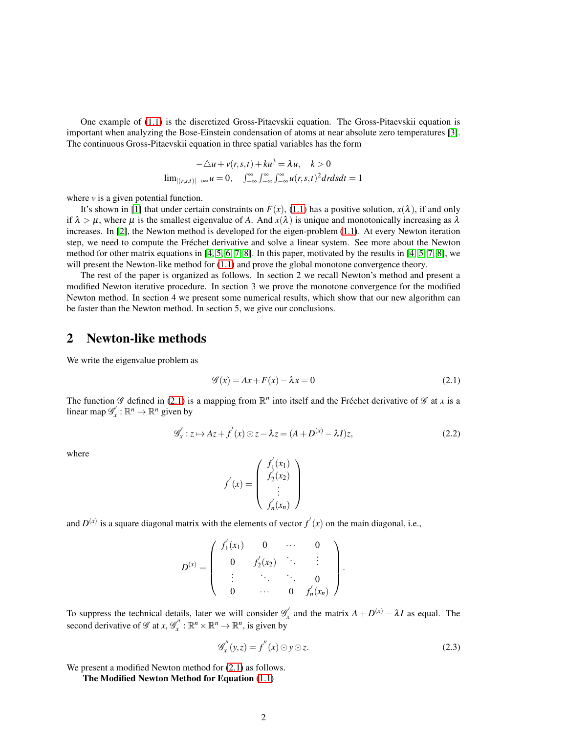One example of (1.1) is the discretized Gross-Pitaevskii equation. The Gross-Pitaevskii equation is important when analyzing the Bose-Einstein condensation of atoms at near absolute zero temperatures [3]. The continuous Gross-Pitaevskii equation in three spatial variables has the form

$$-\triangle u + v(r,s,t) + ku^3 = \lambda u, \quad k > 0$$
$$\lim_{|(r,s,t)|\to\infty} u = 0, \quad \int_{-\infty}^{\infty}\int_{-\infty}^{\infty}\int_{-\infty}^{\infty} u(r,s,t)^2 drdsdt = 1$$

where $v$ is a given potential function.

It's shown in [1] that under certain constraints on $F(x)$, (1.1) has a positive solution, $x(\lambda)$, if and only if $\lambda > \mu$, where $\mu$ is the smallest eigenvalue of $A$. And $x(\lambda)$ is unique and monotonically increasing as $\lambda$ increases. In [2], the Newton method is developed for the eigen-problem (1.1). At every Newton iteration step, we need to compute the Fréchet derivative and solve a linear system. See more about the Newton method for other matrix equations in [4, 5, 6, 7, 8]. In this paper, motivated by the results in [4, 5, 7, 8], we will present the Newton-like method for (1.1) and prove the global monotone convergence theory.

The rest of the paper is organized as follows. In section 2 we recall Newton's method and present a modified Newton iterative procedure. In section 3 we prove the monotone convergence for the modified Newton method. In section 4 we present some numerical results, which show that our new algorithm can be faster than the Newton method. In section 5, we give our conclusions.

## 2 Newton-like methods

We write the eigenvalue problem as

$$\mathscr{G}(x) = Ax + F(x) - \lambda x = 0 \tag{2.1}$$

The function $\mathscr{G}$ defined in (2.1) is a mapping from $\mathbb{R}^n$ into itself and the Fréchet derivative of $\mathscr{G}$ at $x$ is a linear map $\mathscr{G}_x^{'} : \mathbb{R}^n \to \mathbb{R}^n$ given by

$$\mathscr{G}_x^{'} : z \mapsto Az + f^{'}(x) \odot z - \lambda z = (A + D^{(x)} - \lambda I)z, \tag{2.2}$$

where

$$f^{'}(x) = \begin{pmatrix} f_1^{'}(x_1) \\ f_2^{'}(x_2) \\ \vdots \\ f_n^{'}(x_n) \end{pmatrix}$$

and $D^{(x)}$ is a square diagonal matrix with the elements of vector $f^{'}(x)$ on the main diagonal, i.e.,

$$D^{(x)} = \begin{pmatrix} f_1^{'}(x_1) & 0 & \cdots & 0 \\ 0 & f_2^{'}(x_2) & \ddots & \vdots \\ \vdots & \ddots & \ddots & 0 \\ 0 & \cdots & 0 & f_n^{'}(x_n) \end{pmatrix}.$$

To suppress the technical details, later we will consider $\mathscr{G}_x^{'}$ and the matrix $A + D^{(x)} - \lambda I$ as equal. The second derivative of $\mathscr{G}$ at $x$, $\mathscr{G}_x^{''} : \mathbb{R}^n \times \mathbb{R}^n \to \mathbb{R}^n$, is given by

$$\mathscr{G}_x^{''}(y,z) = f^{''}(x) \odot y \odot z. \tag{2.3}$$

We present a modified Newton method for (2.1) as follows.

**The Modified Newton Method for Equation** (1.1)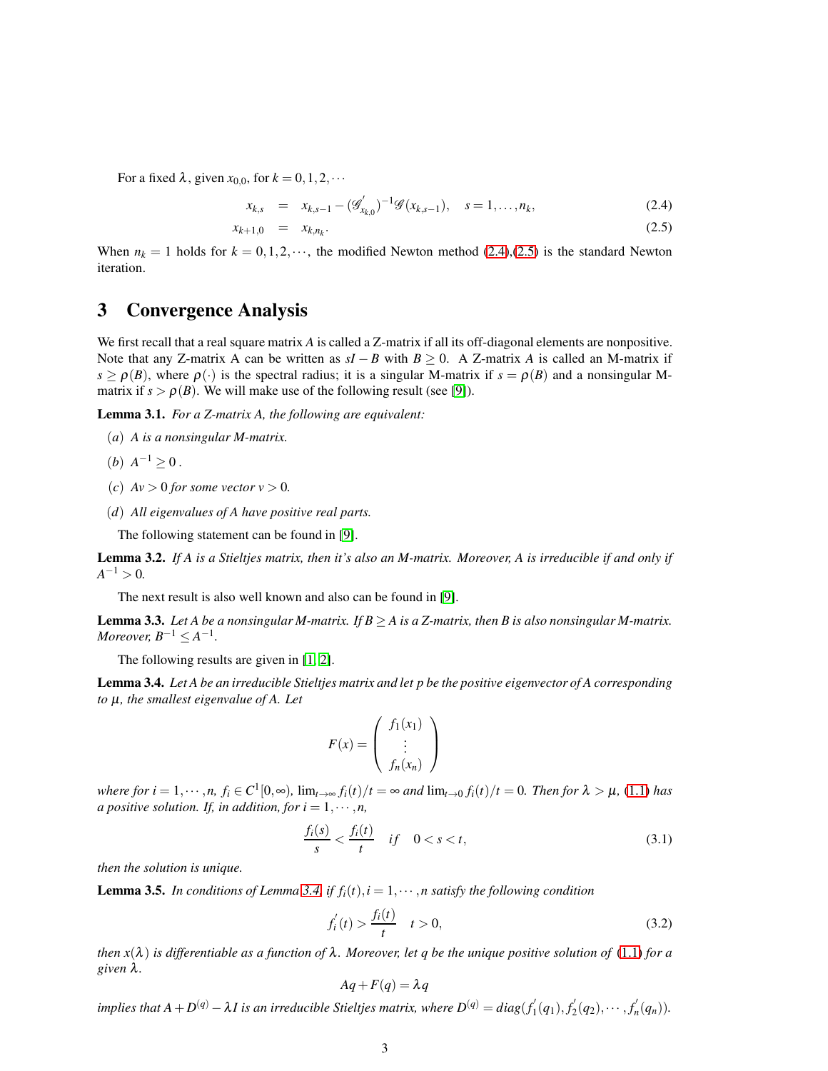For a fixed $\lambda$, given $x_{0,0}$, for $k = 0, 1, 2, \cdots$

$$
\begin{aligned}
x_{k,s} &= x_{k,s-1} - (\mathscr{G}'_{x_{k,0}})^{-1}\mathscr{G}(x_{k,s-1}), \quad s = 1, \ldots, n_k, && (2.4)\\
x_{k+1,0} &= x_{k,n_k}. && (2.5)
\end{aligned}
$$

When $n_k = 1$ holds for $k = 0, 1, 2, \cdots$, the modified Newton method (2.4),(2.5) is the standard Newton iteration.

## 3 Convergence Analysis

We first recall that a real square matrix $A$ is called a Z-matrix if all its off-diagonal elements are nonpositive. Note that any Z-matrix A can be written as $sI - B$ with $B \geq 0$. A Z-matrix $A$ is called an M-matrix if $s \geq \rho(B)$, where $\rho(\cdot)$ is the spectral radius; it is a singular M-matrix if $s = \rho(B)$ and a nonsingular M-matrix if $s > \rho(B)$. We will make use of the following result (see [9]).

**Lemma 3.1.** *For a Z-matrix A, the following are equivalent:*

- $(a)$ *A is a nonsingular M-matrix.*
- $(b)$ $A^{-1} \geq 0$ .
- $(c)$ $Av > 0$ *for some vector* $v > 0$.
- $(d)$ *All eigenvalues of A have positive real parts.*

The following statement can be found in [9].

**Lemma 3.2.** *If A is a Stieltjes matrix, then it's also an M-matrix. Moreover, A is irreducible if and only if* $A^{-1} > 0$.

The next result is also well known and also can be found in [9].

**Lemma 3.3.** *Let A be a nonsingular M-matrix. If $B \geq A$ is a Z-matrix, then B is also nonsingular M-matrix. Moreover,* $B^{-1} \leq A^{-1}$.

The following results are given in [1, 2].

**Lemma 3.4.** *Let A be an irreducible Stieltjes matrix and let p be the positive eigenvector of A corresponding to $\mu$, the smallest eigenvalue of A. Let*

$$
F(x) = \begin{pmatrix} f_1(x_1) \\ \vdots \\ f_n(x_n) \end{pmatrix}
$$

*where for $i = 1, \cdots, n$, $f_i \in C^1[0, \infty)$, $\lim_{t\to\infty} f_i(t)/t = \infty$ and $\lim_{t\to 0} f_i(t)/t = 0$. Then for $\lambda > \mu$, (1.1) has a positive solution. If, in addition, for $i = 1, \cdots, n$,*

$$
\frac{f_i(s)}{s} < \frac{f_i(t)}{t} \quad if \quad 0 < s < t, \tag{3.1}
$$

*then the solution is unique.*

**Lemma 3.5.** *In conditions of Lemma 3.4, if $f_i(t), i = 1, \cdots, n$ satisfy the following condition*

$$
f_i'(t) > \frac{f_i(t)}{t} \quad t > 0, \tag{3.2}
$$

*then $x(\lambda)$ is differentiable as a function of $\lambda$. Moreover, let q be the unique positive solution of (1.1) for a given $\lambda$.*

$$
Aq + F(q) = \lambda q
$$

*implies that $A + D^{(q)} - \lambda I$ is an irreducible Stieltjes matrix, where $D^{(q)} = diag(f_1'(q_1), f_2'(q_2), \cdots, f_n'(q_n))$.*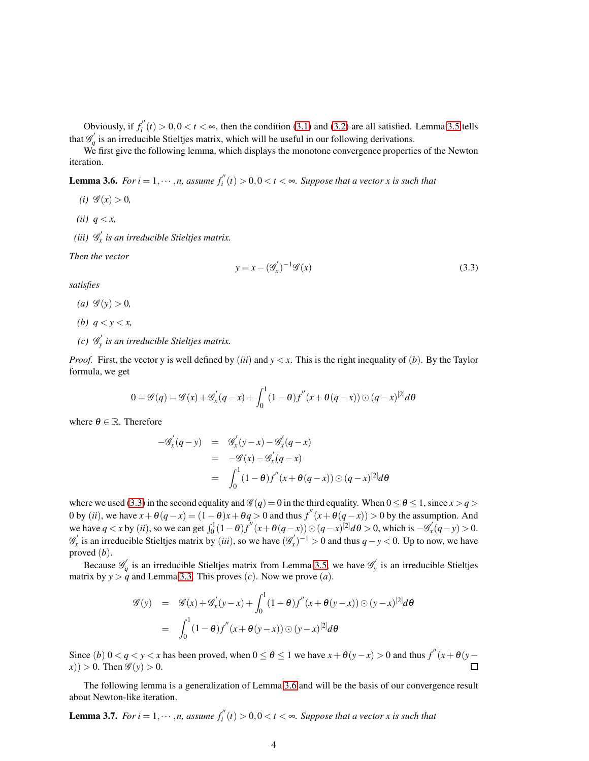Obviously, if $f_i^{''}(t) > 0, 0 < t < \infty$, then the condition (3.1) and (3.2) are all satisfied. Lemma 3.5 tells that $\mathscr{G}_q^{'}$ is an irreducible Stieltjes matrix, which will be useful in our following derivations.

We first give the following lemma, which displays the monotone convergence properties of the Newton iteration.

**Lemma 3.6.** *For $i = 1, \cdots, n$, assume $f_i^{''}(t) > 0, 0 < t < \infty$. Suppose that a vector $x$ is such that*

*(i)* $\mathscr{G}(x) > 0$,

*(ii)* $q < x$,

*(iii)* $\mathscr{G}_x^{'}$ *is an irreducible Stieltjes matrix.*

*Then the vector*

$$y = x - (\mathscr{G}_x^{'})^{-1}\mathscr{G}(x) \tag{3.3}$$

*satisfies*

*(a)* $\mathscr{G}(y) > 0$,

*(b)* $q < y < x$,

*(c)* $\mathscr{G}_y^{'}$ *is an irreducible Stieltjes matrix.*

*Proof.* First, the vector y is well defined by $(iii)$ and $y < x$. This is the right inequality of $(b)$. By the Taylor formula, we get

$$0 = \mathscr{G}(q) = \mathscr{G}(x) + \mathscr{G}_x^{'}(q-x) + \int_0^1 (1-\theta) f^{''}(x+\theta(q-x)) \odot (q-x)^{[2]} d\theta$$

where $\theta \in \mathbb{R}$. Therefore

$$\begin{aligned}
-\mathscr{G}_x^{'}(q-y) &= \mathscr{G}_x^{'}(y-x) - \mathscr{G}_x^{'}(q-x) \\
&= -\mathscr{G}(x) - \mathscr{G}_x^{'}(q-x) \\
&= \int_0^1 (1-\theta) f^{''}(x+\theta(q-x)) \odot (q-x)^{[2]} d\theta
\end{aligned}$$

where we used (3.3) in the second equality and $\mathscr{G}(q) = 0$ in the third equality. When $0 \le \theta \le 1$, since $x > q > 0$ by $(ii)$, we have $x + \theta(q-x) = (1-\theta)x + \theta q > 0$ and thus $f^{''}(x+\theta(q-x)) > 0$ by the assumption. And we have $q < x$ by $(ii)$, so we can get $\int_0^1 (1-\theta) f^{''}(x+\theta(q-x)) \odot (q-x)^{[2]} d\theta > 0$, which is $-\mathscr{G}_x^{'}(q-y) > 0$. $\mathscr{G}_x^{'}$ is an irreducible Stieltjes matrix by $(iii)$, so we have $(\mathscr{G}_x^{'})^{-1} > 0$ and thus $q - y < 0$. Up to now, we have proved $(b)$.

Because $\mathscr{G}_q^{'}$ is an irreducible Stieltjes matrix from Lemma 3.5, we have $\mathscr{G}_y^{'}$ is an irreducible Stieltjes matrix by $y > q$ and Lemma 3.3. This proves $(c)$. Now we prove $(a)$.

$$\begin{aligned}
\mathscr{G}(y) &= \mathscr{G}(x) + \mathscr{G}_x^{'}(y-x) + \int_0^1 (1-\theta) f^{''}(x+\theta(y-x)) \odot (y-x)^{[2]} d\theta \\
&= \int_0^1 (1-\theta) f^{''}(x+\theta(y-x)) \odot (y-x)^{[2]} d\theta
\end{aligned}$$

Since $(b)$ $0 < q < y < x$ has been proved, when $0 \le \theta \le 1$ we have $x + \theta(y-x) > 0$ and thus $f^{''}(x+\theta(y-x)) > 0$. Then $\mathscr{G}(y) > 0$. ◻

The following lemma is a generalization of Lemma 3.6 and will be the basis of our convergence result about Newton-like iteration.

**Lemma 3.7.** *For $i = 1, \cdots, n$, assume $f_i^{''}(t) > 0, 0 < t < \infty$. Suppose that a vector $x$ is such that*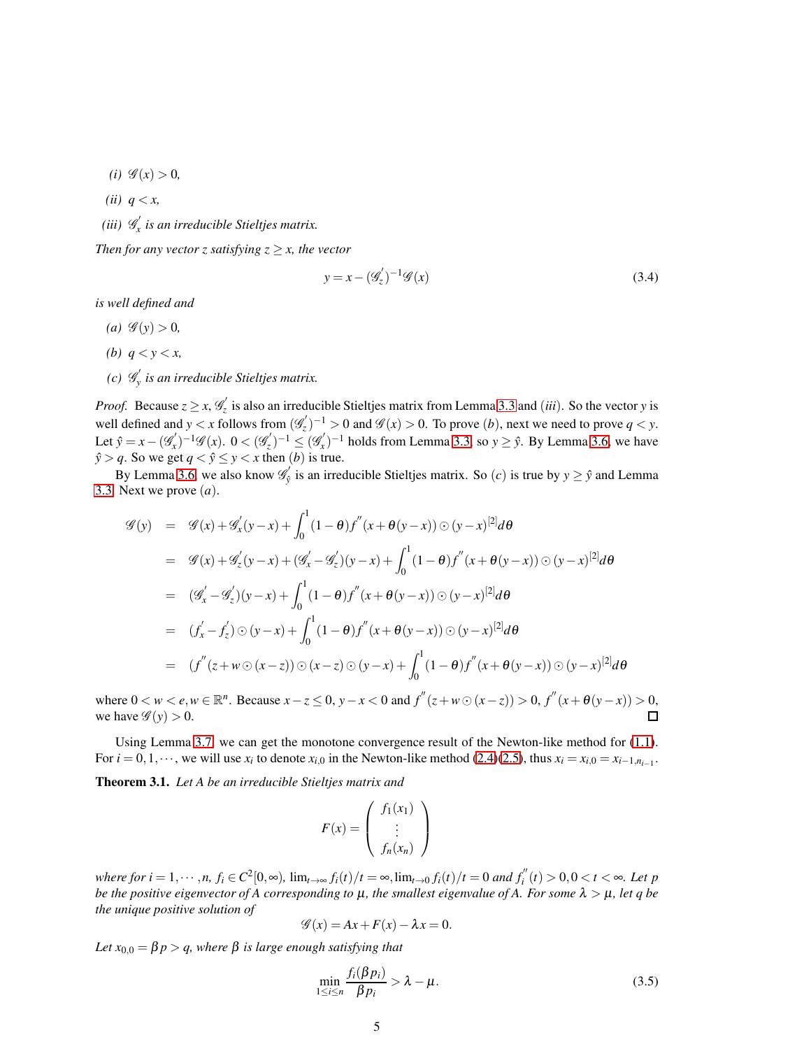*(i)* $\mathscr{G}(x) > 0$,

*(ii)* $q < x$,

*(iii)* $\mathscr{G}_x^{'}$ *is an irreducible Stieltjes matrix.*

*Then for any vector $z$ satisfying $z \geq x$, the vector*

$$y = x - (\mathscr{G}_z^{'})^{-1}\mathscr{G}(x) \tag{3.4}$$

*is well defined and*

*(a)* $\mathscr{G}(y) > 0$,

*(b)* $q < y < x$,

*(c)* $\mathscr{G}_y^{'}$ *is an irreducible Stieltjes matrix.*

*Proof.* Because $z \geq x$, $\mathscr{G}_z^{'}$ is also an irreducible Stieltjes matrix from Lemma 3.3 and $(iii)$. So the vector $y$ is well defined and $y < x$ follows from $(\mathscr{G}_z^{'})^{-1} > 0$ and $\mathscr{G}(x) > 0$. To prove $(b)$, next we need to prove $q < y$. Let $\hat{y} = x - (\mathscr{G}_x^{'})^{-1}\mathscr{G}(x)$. $0 < (\mathscr{G}_z^{'})^{-1} \leq (\mathscr{G}_x^{'})^{-1}$ holds from Lemma 3.3, so $y \geq \hat{y}$. By Lemma 3.6, we have $\hat{y} > q$. So we get $q < \hat{y} \leq y < x$ then $(b)$ is true.

By Lemma 3.6, we also know $\mathscr{G}_{\hat{y}}^{'}$ is an irreducible Stieltjes matrix. So $(c)$ is true by $y \geq \hat{y}$ and Lemma 3.3. Next we prove $(a)$.

$$\begin{aligned}
\mathscr{G}(y) &= \mathscr{G}(x) + \mathscr{G}_x^{'}(y-x) + \int_0^1 (1-\theta) f^{''}(x+\theta(y-x)) \odot (y-x)^{[2]} d\theta \\
&= \mathscr{G}(x) + \mathscr{G}_z^{'}(y-x) + (\mathscr{G}_x^{'} - \mathscr{G}_z^{'})(y-x) + \int_0^1 (1-\theta) f^{''}(x+\theta(y-x)) \odot (y-x)^{[2]} d\theta \\
&= (\mathscr{G}_x^{'} - \mathscr{G}_z^{'})(y-x) + \int_0^1 (1-\theta) f^{''}(x+\theta(y-x)) \odot (y-x)^{[2]} d\theta \\
&= (f_x^{'} - f_z^{'}) \odot (y-x) + \int_0^1 (1-\theta) f^{''}(x+\theta(y-x)) \odot (y-x)^{[2]} d\theta \\
&= (f^{''}(z + w \odot (x-z)) \odot (x-z) \odot (y-x) + \int_0^1 (1-\theta) f^{''}(x+\theta(y-x)) \odot (y-x)^{[2]} d\theta
\end{aligned}$$

where $0 < w < e, w \in \mathbb{R}^n$. Because $x - z \leq 0$, $y - x < 0$ and $f^{''}(z + w \odot (x-z)) > 0$, $f^{''}(x + \theta(y-x)) > 0$, we have $\mathscr{G}(y) > 0$. $\square$

Using Lemma 3.7, we can get the monotone convergence result of the Newton-like method for (1.1). For $i = 0, 1, \cdots$, we will use $x_i$ to denote $x_{i,0}$ in the Newton-like method (2.4)(2.5), thus $x_i = x_{i,0} = x_{i-1,n_{i-1}}$.

**Theorem 3.1.** *Let $A$ be an irreducible Stieltjes matrix and*

$$F(x) = \begin{pmatrix} f_1(x_1) \\ \vdots \\ f_n(x_n) \end{pmatrix}$$

*where for $i = 1, \cdots, n$, $f_i \in C^2[0, \infty)$, $\lim_{t \to \infty} f_i(t)/t = \infty, \lim_{t \to 0} f_i(t)/t = 0$ and $f_i^{''}(t) > 0, 0 < t < \infty$. Let $p$ be the positive eigenvector of $A$ corresponding to $\mu$, the smallest eigenvalue of $A$. For some $\lambda > \mu$, let $q$ be the unique positive solution of*

$$\mathscr{G}(x) = Ax + F(x) - \lambda x = 0.$$

*Let $x_{0,0} = \beta p > q$, where $\beta$ is large enough satisfying that*

$$\min_{1 \leq i \leq n} \frac{f_i(\beta p_i)}{\beta p_i} > \lambda - \mu. \tag{3.5}$$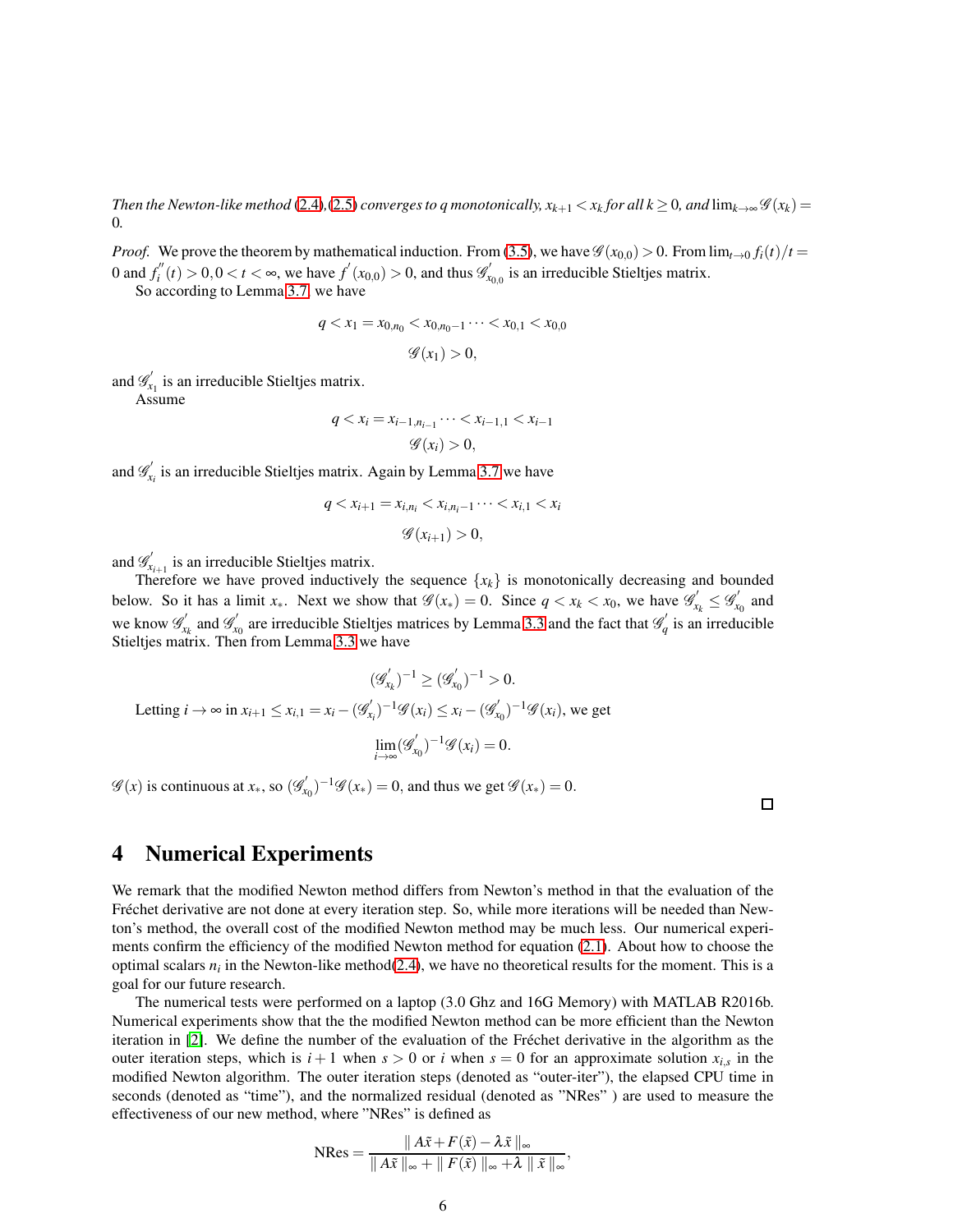*Then the Newton-like method (2.4),(2.5) converges to q monotonically, $x_{k+1} < x_k$ for all $k \geq 0$, and $\lim_{k\to\infty} \mathscr{G}(x_k) = 0$.*

*Proof.* We prove the theorem by mathematical induction. From (3.5), we have $\mathscr{G}(x_{0,0}) > 0$. From $\lim_{t\to 0} f_i(t)/t = 0$ and $f_i''(t) > 0, 0 < t < \infty$, we have $f'(x_{0,0}) > 0$, and thus $\mathscr{G}'_{x_{0,0}}$ is an irreducible Stieltjes matrix.

So according to Lemma 3.7, we have

$$q < x_1 = x_{0,n_0} < x_{0,n_0-1} \cdots < x_{0,1} < x_{0,0}$$

$$\mathscr{G}(x_1) > 0,$$

and $\mathscr{G}'_{x_1}$ is an irreducible Stieltjes matrix.

Assume

$$q < x_i = x_{i-1,n_{i-1}} \cdots < x_{i-1,1} < x_{i-1}$$

$$\mathscr{G}(x_i) > 0,$$

and $\mathscr{G}'_{x_i}$ is an irreducible Stieltjes matrix. Again by Lemma 3.7 we have

$$q < x_{i+1} = x_{i,n_i} < x_{i,n_i-1} \cdots < x_{i,1} < x_i$$

$$\mathscr{G}(x_{i+1}) > 0,$$

and $\mathscr{G}'_{x_{i+1}}$ is an irreducible Stieltjes matrix.

Therefore we have proved inductively the sequence $\{x_k\}$ is monotonically decreasing and bounded below. So it has a limit $x_*$. Next we show that $\mathscr{G}(x_*) = 0$. Since $q < x_k < x_0$, we have $\mathscr{G}'_{x_k} \leq \mathscr{G}'_{x_0}$ and we know $\mathscr{G}'_{x_k}$ and $\mathscr{G}'_{x_0}$ are irreducible Stieltjes matrices by Lemma 3.3 and the fact that $\mathscr{G}'_q$ is an irreducible Stieltjes matrix. Then from Lemma 3.3 we have

$$(\mathscr{G}'_{x_k})^{-1} \geq (\mathscr{G}'_{x_0})^{-1} > 0.$$

Letting $i \to \infty$ in $x_{i+1} \leq x_{i,1} = x_i - (\mathscr{G}'_{x_i})^{-1}\mathscr{G}(x_i) \leq x_i - (\mathscr{G}'_{x_0})^{-1}\mathscr{G}(x_i)$, we get

$$\lim_{i\to\infty} (\mathscr{G}'_{x_0})^{-1}\mathscr{G}(x_i) = 0.$$

$\mathscr{G}(x)$ is continuous at $x_*$, so $(\mathscr{G}'_{x_0})^{-1}\mathscr{G}(x_*) = 0$, and thus we get $\mathscr{G}(x_*) = 0$. □

## 4 Numerical Experiments

We remark that the modified Newton method differs from Newton's method in that the evaluation of the Fréchet derivative are not done at every iteration step. So, while more iterations will be needed than Newton's method, the overall cost of the modified Newton method may be much less. Our numerical experiments confirm the efficiency of the modified Newton method for equation (2.1). About how to choose the optimal scalars $n_i$ in the Newton-like method(2.4), we have no theoretical results for the moment. This is a goal for our future research.

The numerical tests were performed on a laptop (3.0 Ghz and 16G Memory) with MATLAB R2016b. Numerical experiments show that the the modified Newton method can be more efficient than the Newton iteration in [2]. We define the number of the evaluation of the Fréchet derivative in the algorithm as the outer iteration steps, which is $i+1$ when $s > 0$ or $i$ when $s = 0$ for an approximate solution $x_{i,s}$ in the modified Newton algorithm. The outer iteration steps (denoted as "outer-iter"), the elapsed CPU time in seconds (denoted as "time"), and the normalized residual (denoted as "NRes" ) are used to measure the effectiveness of our new method, where "NRes" is defined as

$$\text{NRes} = \frac{\| A\tilde{x} + F(\tilde{x}) - \lambda\tilde{x} \|_\infty}{\| A\tilde{x} \|_\infty + \| F(\tilde{x}) \|_\infty + \lambda \| \tilde{x} \|_\infty},$$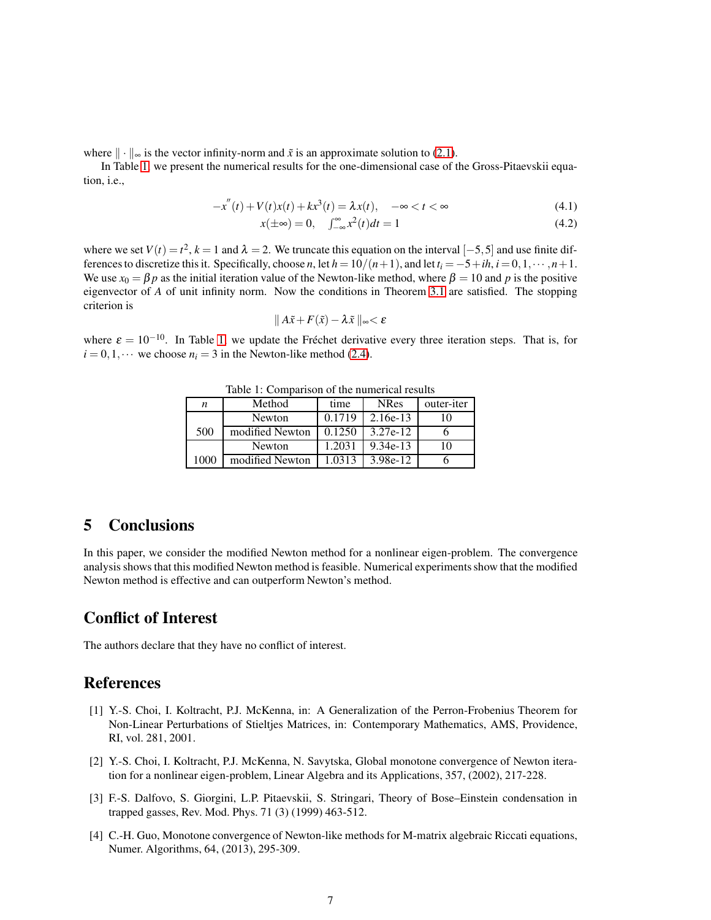where $\| \cdot \|_\infty$ is the vector infinity-norm and $\tilde{x}$ is an approximate solution to (2.1).

In Table 1, we present the numerical results for the one-dimensional case of the Gross-Pitaevskii equation, i.e.,

$$-x''(t) + V(t)x(t) + kx^3(t) = \lambda x(t), \quad -\infty < t < \infty \tag{4.1}$$

$$x(\pm\infty) = 0, \quad \int_{-\infty}^{\infty} x^2(t)dt = 1 \tag{4.2}$$

where we set $V(t) = t^2$, $k = 1$ and $\lambda = 2$. We truncate this equation on the interval $[-5, 5]$ and use finite differences to discretize this it. Specifically, choose $n$, let $h = 10/(n+1)$, and let $t_i = -5 + ih$, $i = 0, 1, \cdots, n+1$. We use $x_0 = \beta p$ as the initial iteration value of the Newton-like method, where $\beta = 10$ and $p$ is the positive eigenvector of $A$ of unit infinity norm. Now the conditions in Theorem 3.1 are satisfied. The stopping criterion is

$$\| A\tilde{x} + F(\tilde{x}) - \lambda \tilde{x} \|_\infty < \varepsilon$$

where $\varepsilon = 10^{-10}$. In Table 1, we update the Fréchet derivative every three iteration steps. That is, for $i = 0, 1, \cdots$ we choose $n_i = 3$ in the Newton-like method (2.4).

Table 1: Comparison of the numerical results

| $n$ | Method | time | NRes | outer-iter |
|---|---|---|---|---|
| 500 | Newton | 0.1719 | 2.16e-13 | 10 |
| | modified Newton | 0.1250 | 3.27e-12 | 6 |
| 1000 | Newton | 1.2031 | 9.34e-13 | 10 |
| | modified Newton | 1.0313 | 3.98e-12 | 6 |

# 5 Conclusions

In this paper, we consider the modified Newton method for a nonlinear eigen-problem. The convergence analysis shows that this modified Newton method is feasible. Numerical experiments show that the modified Newton method is effective and can outperform Newton's method.

## Conflict of Interest

The authors declare that they have no conflict of interest.

## References

[1] Y.-S. Choi, I. Koltracht, P.J. McKenna, in: A Generalization of the Perron-Frobenius Theorem for Non-Linear Perturbations of Stieltjes Matrices, in: Contemporary Mathematics, AMS, Providence, RI, vol. 281, 2001.

[2] Y.-S. Choi, I. Koltracht, P.J. McKenna, N. Savytska, Global monotone convergence of Newton iteration for a nonlinear eigen-problem, Linear Algebra and its Applications, 357, (2002), 217-228.

[3] F.-S. Dalfovo, S. Giorgini, L.P. Pitaevskii, S. Stringari, Theory of Bose–Einstein condensation in trapped gasses, Rev. Mod. Phys. 71 (3) (1999) 463-512.

[4] C.-H. Guo, Monotone convergence of Newton-like methods for M-matrix algebraic Riccati equations, Numer. Algorithms, 64, (2013), 295-309.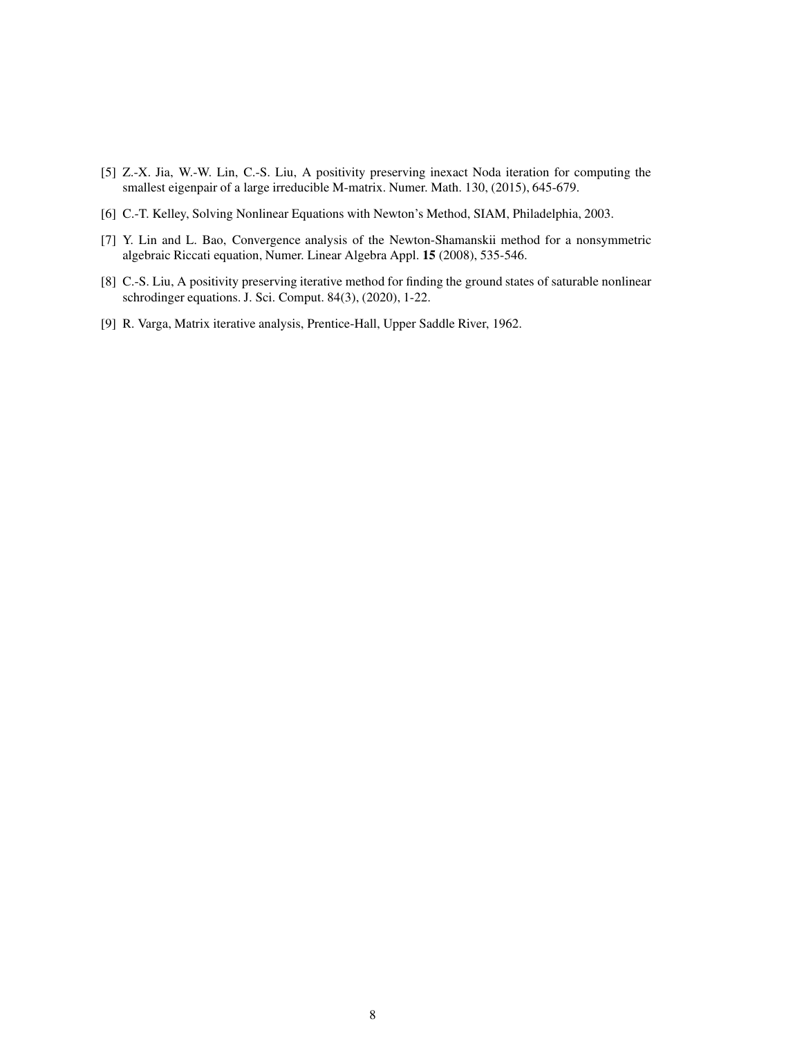[5] Z.-X. Jia, W.-W. Lin, C.-S. Liu, A positivity preserving inexact Noda iteration for computing the smallest eigenpair of a large irreducible M-matrix. Numer. Math. 130, (2015), 645-679.

[6] C.-T. Kelley, Solving Nonlinear Equations with Newton's Method, SIAM, Philadelphia, 2003.

[7] Y. Lin and L. Bao, Convergence analysis of the Newton-Shamanskii method for a nonsymmetric algebraic Riccati equation, Numer. Linear Algebra Appl. **15** (2008), 535-546.

[8] C.-S. Liu, A positivity preserving iterative method for finding the ground states of saturable nonlinear schrodinger equations. J. Sci. Comput. 84(3), (2020), 1-22.

[9] R. Varga, Matrix iterative analysis, Prentice-Hall, Upper Saddle River, 1962.